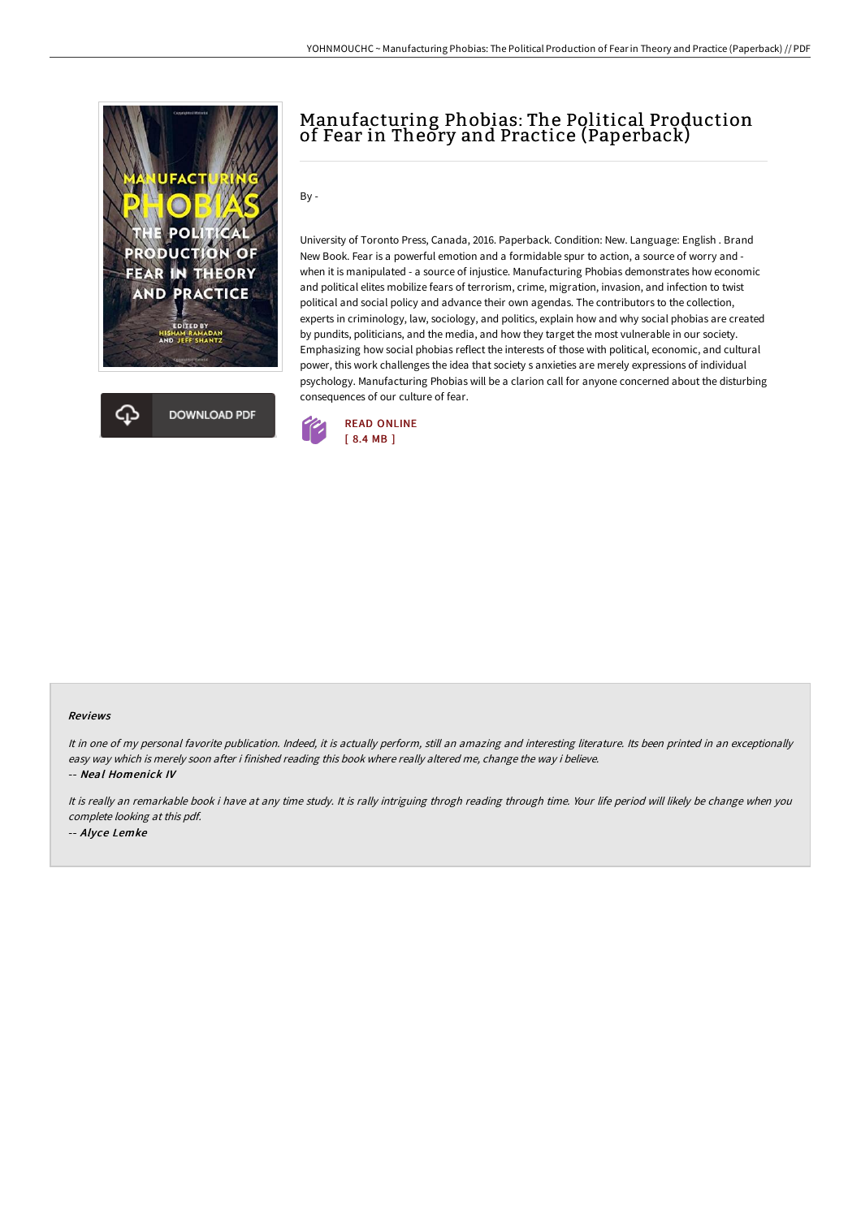# Manufacturing Phobias: The Political Production of Fear in Theory and Practice (Paperback)

By -

University of Toronto Press, Canada, 2016. Paperback. Condition: New. Language: English . Brand New Book. Fear is a powerful emotion and a formidable spur to action, a source of worry and - when it is manipulated - a source of injustice. Manufacturing Phobias demonstrates how economic and political elites mobilize fears of terrorism, crime, migration, invasion, and infection to twist political and social policy and advance their own agendas. The contributors to the collection, experts in criminology, law, sociology, and politics, explain how and why social phobias are created by pundits, politicians, and the media, and how they target the most vulnerable in our society. Emphasizing how social phobias reflect the interests of those with political, economic, and cultural power, this work challenges the idea that society s anxieties are merely expressions of individual psychology. Manufacturing Phobias will be a clarion call for anyone concerned about the disturbing consequences of our culture of fear.

READ ONLINE
[ 8.4 MB ]

DOWNLOAD PDF

### Reviews

*It in one of my personal favorite publication. Indeed, it is actually perform, still an amazing and interesting literature. Its been printed in an exceptionally easy way which is merely soon after i finished reading this book where really altered me, change the way i believe.*

-- ***Neal Homenick IV***

*It is really an remarkable book i have at any time study. It is rally intriguing throgh reading through time. Your life period will likely be change when you complete looking at this pdf.*

-- ***Alyce Lemke***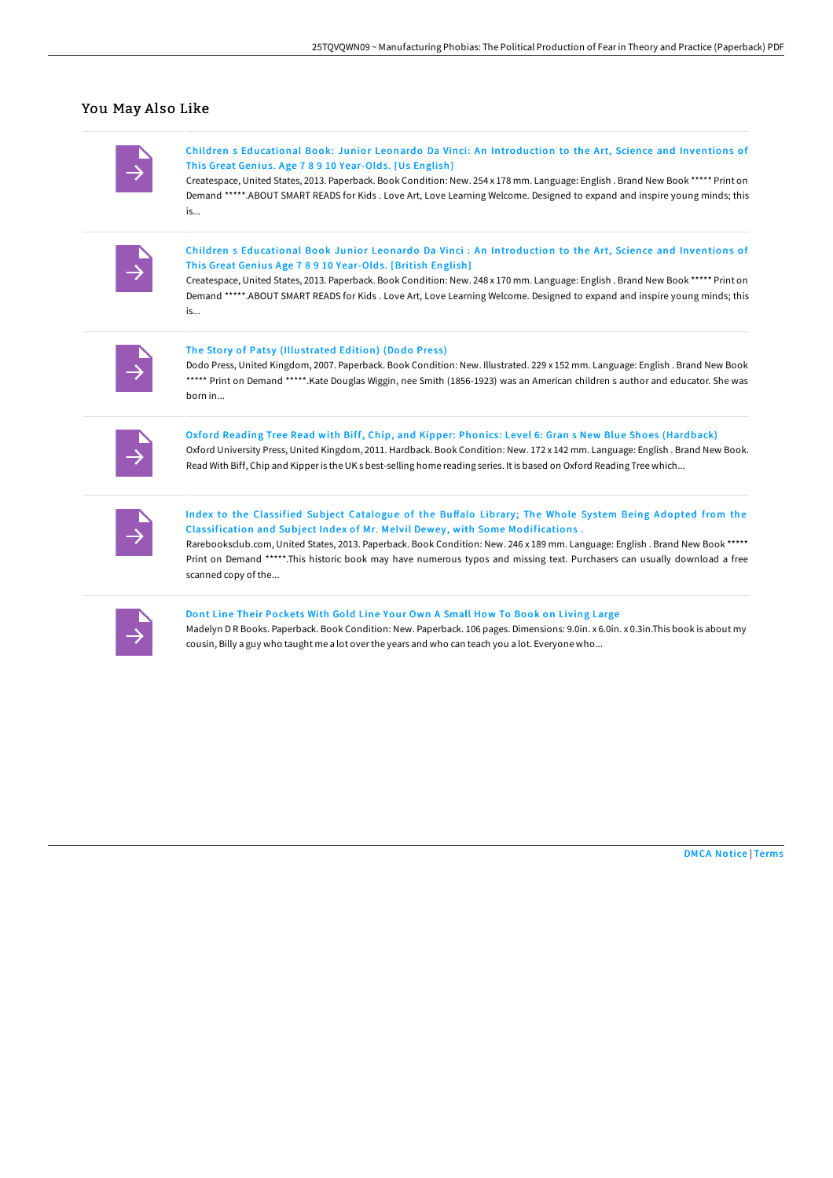## You May Also Like

**Children s Educational Book: Junior Leonardo Da Vinci: An Introduction to the Art, Science and Inventions of This Great Genius. Age 7 8 9 10 Year-Olds. [Us English]**

Createspace, United States, 2013. Paperback. Book Condition: New. 254 x 178 mm. Language: English . Brand New Book ***** Print on Demand *****.ABOUT SMART READS for Kids . Love Art, Love Learning Welcome. Designed to expand and inspire young minds; this is...

**Children s Educational Book Junior Leonardo Da Vinci : An Introduction to the Art, Science and Inventions of This Great Genius Age 7 8 9 10 Year-Olds. [British English]**

Createspace, United States, 2013. Paperback. Book Condition: New. 248 x 170 mm. Language: English . Brand New Book ***** Print on Demand *****.ABOUT SMART READS for Kids . Love Art, Love Learning Welcome. Designed to expand and inspire young minds; this is...

**The Story of Patsy (Illustrated Edition) (Dodo Press)**

Dodo Press, United Kingdom, 2007. Paperback. Book Condition: New. Illustrated. 229 x 152 mm. Language: English . Brand New Book ***** Print on Demand *****.Kate Douglas Wiggin, nee Smith (1856-1923) was an American children s author and educator. She was born in...

**Oxford Reading Tree Read with Biff, Chip, and Kipper: Phonics: Level 6: Gran s New Blue Shoes (Hardback)**

Oxford University Press, United Kingdom, 2011. Hardback. Book Condition: New. 172 x 142 mm. Language: English . Brand New Book. Read With Biff, Chip and Kipper is the UK s best-selling home reading series. It is based on Oxford Reading Tree which...

**Index to the Classified Subject Catalogue of the Buffalo Library; The Whole System Being Adopted from the Classification and Subject Index of Mr. Melvil Dewey, with Some Modifications .**

Rarebooksclub.com, United States, 2013. Paperback. Book Condition: New. 246 x 189 mm. Language: English . Brand New Book ***** Print on Demand *****.This historic book may have numerous typos and missing text. Purchasers can usually download a free scanned copy of the...

**Dont Line Their Pockets With Gold Line Your Own A Small How To Book on Living Large**

Madelyn D R Books. Paperback. Book Condition: New. Paperback. 106 pages. Dimensions: 9.0in. x 6.0in. x 0.3in.This book is about my cousin, Billy a guy who taught me a lot over the years and who can teach you a lot. Everyone who...

DMCA Notice | Terms